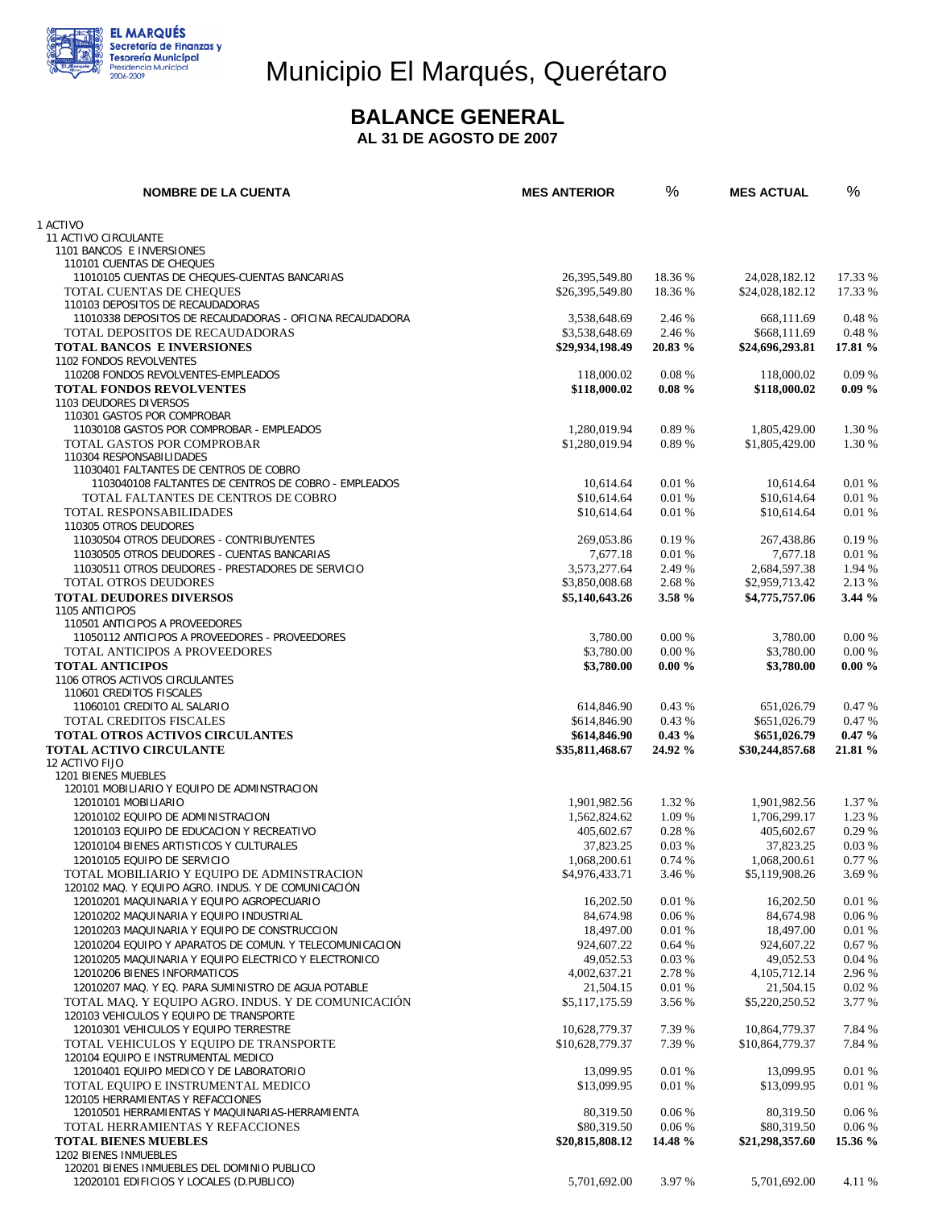EL MARQUÉS
Secretaría de Finanzas y Tesorería Municipal
Presidencia Municipal
2006-2009

# Municipio El Marqués, Querétaro

## BALANCE GENERAL

### AL 31 DE AGOSTO DE 2007

| NOMBRE DE LA CUENTA | MES ANTERIOR | % | MES ACTUAL | % |
|---|---|---|---|---|
| 1 ACTIVO | | | | |
| 11 ACTIVO CIRCULANTE | | | | |
| 1101 BANCOS E INVERSIONES | | | | |
| 110101 CUENTAS DE CHEQUES | | | | |
| 11010105 CUENTAS DE CHEQUES-CUENTAS BANCARIAS | 26,395,549.80 | 18.36 % | 24,028,182.12 | 17.33 % |
| TOTAL CUENTAS DE CHEQUES | $26,395,549.80 | 18.36 % | $24,028,182.12 | 17.33 % |
| 110103 DEPOSITOS DE RECAUDADORAS | | | | |
| 11010338 DEPOSITOS DE RECAUDADORAS - OFICINA RECAUDADORA | 3,538,648.69 | 2.46 % | 668,111.69 | 0.48 % |
| TOTAL DEPOSITOS DE RECAUDADORAS | $3,538,648.69 | 2.46 % | $668,111.69 | 0.48 % |
| **TOTAL BANCOS E INVERSIONES** | **$29,934,198.49** | **20.83 %** | **$24,696,293.81** | **17.81 %** |
| 1102 FONDOS REVOLVENTES | | | | |
| 110208 FONDOS REVOLVENTES-EMPLEADOS | 118,000.02 | 0.08 % | 118,000.02 | 0.09 % |
| **TOTAL FONDOS REVOLVENTES** | **$118,000.02** | **0.08 %** | **$118,000.02** | **0.09 %** |
| 1103 DEUDORES DIVERSOS | | | | |
| 110301 GASTOS POR COMPROBAR | | | | |
| 11030108 GASTOS POR COMPROBAR - EMPLEADOS | 1,280,019.94 | 0.89 % | 1,805,429.00 | 1.30 % |
| TOTAL GASTOS POR COMPROBAR | $1,280,019.94 | 0.89 % | $1,805,429.00 | 1.30 % |
| 110304 RESPONSABILIDADES | | | | |
| 11030401 FALTANTES DE CENTROS DE COBRO | | | | |
| 1103040108 FALTANTES DE CENTROS DE COBRO - EMPLEADOS | 10,614.64 | 0.01 % | 10,614.64 | 0.01 % |
| TOTAL FALTANTES DE CENTROS DE COBRO | $10,614.64 | 0.01 % | $10,614.64 | 0.01 % |
| TOTAL RESPONSABILIDADES | $10,614.64 | 0.01 % | $10,614.64 | 0.01 % |
| 110305 OTROS DEUDORES | | | | |
| 11030504 OTROS DEUDORES - CONTRIBUYENTES | 269,053.86 | 0.19 % | 267,438.86 | 0.19 % |
| 11030505 OTROS DEUDORES - CUENTAS BANCARIAS | 7,677.18 | 0.01 % | 7,677.18 | 0.01 % |
| 11030511 OTROS DEUDORES - PRESTADORES DE SERVICIO | 3,573,277.64 | 2.49 % | 2,684,597.38 | 1.94 % |
| TOTAL OTROS DEUDORES | $3,850,008.68 | 2.68 % | $2,959,713.42 | 2.13 % |
| **TOTAL DEUDORES DIVERSOS** | **$5,140,643.26** | **3.58 %** | **$4,775,757.06** | **3.44 %** |
| 1105 ANTICIPOS | | | | |
| 110501 ANTICIPOS A PROVEEDORES | | | | |
| 11050112 ANTICIPOS A PROVEEDORES - PROVEEDORES | 3,780.00 | 0.00 % | 3,780.00 | 0.00 % |
| TOTAL ANTICIPOS A PROVEEDORES | $3,780.00 | 0.00 % | $3,780.00 | 0.00 % |
| **TOTAL ANTICIPOS** | **$3,780.00** | **0.00 %** | **$3,780.00** | **0.00 %** |
| 1106 OTROS ACTIVOS CIRCULANTES | | | | |
| 110601 CREDITOS FISCALES | | | | |
| 11060101 CREDITO AL SALARIO | 614,846.90 | 0.43 % | 651,026.79 | 0.47 % |
| TOTAL CREDITOS FISCALES | $614,846.90 | 0.43 % | $651,026.79 | 0.47 % |
| **TOTAL OTROS ACTIVOS CIRCULANTES** | **$614,846.90** | **0.43 %** | **$651,026.79** | **0.47 %** |
| **TOTAL ACTIVO CIRCULANTE** | **$35,811,468.67** | **24.92 %** | **$30,244,857.68** | **21.81 %** |
| 12 ACTIVO FIJO | | | | |
| 1201 BIENES MUEBLES | | | | |
| 120101 MOBILIARIO Y EQUIPO DE ADMINSTRACION | | | | |
| 12010101 MOBILIARIO | 1,901,982.56 | 1.32 % | 1,901,982.56 | 1.37 % |
| 12010102 EQUIPO DE ADMINISTRACION | 1,562,824.62 | 1.09 % | 1,706,299.17 | 1.23 % |
| 12010103 EQUIPO DE EDUCACION Y RECREATIVO | 405,602.67 | 0.28 % | 405,602.67 | 0.29 % |
| 12010104 BIENES ARTISTICOS Y CULTURALES | 37,823.25 | 0.03 % | 37,823.25 | 0.03 % |
| 12010105 EQUIPO DE SERVICIO | 1,068,200.61 | 0.74 % | 1,068,200.61 | 0.77 % |
| TOTAL MOBILIARIO Y EQUIPO DE ADMINSTRACION | $4,976,433.71 | 3.46 % | $5,119,908.26 | 3.69 % |
| 120102 MAQ. Y EQUIPO AGRO. INDUS. Y DE COMUNICACIÓN | | | | |
| 12010201 MAQUINARIA Y EQUIPO AGROPECUARIO | 16,202.50 | 0.01 % | 16,202.50 | 0.01 % |
| 12010202 MAQUINARIA Y EQUIPO INDUSTRIAL | 84,674.98 | 0.06 % | 84,674.98 | 0.06 % |
| 12010203 MAQUINARIA Y EQUIPO DE CONSTRUCCION | 18,497.00 | 0.01 % | 18,497.00 | 0.01 % |
| 12010204 EQUIPO Y APARATOS DE COMUN. Y TELECOMUNICACION | 924,607.22 | 0.64 % | 924,607.22 | 0.67 % |
| 12010205 MAQUINARIA Y EQUIPO ELECTRICO Y ELECTRONICO | 49,052.53 | 0.03 % | 49,052.53 | 0.04 % |
| 12010206 BIENES INFORMATICOS | 4,002,637.21 | 2.78 % | 4,105,712.14 | 2.96 % |
| 12010207 MAQ. Y EQ. PARA SUMINISTRO DE AGUA POTABLE | 21,504.15 | 0.01 % | 21,504.15 | 0.02 % |
| TOTAL MAQ. Y EQUIPO AGRO. INDUS. Y DE COMUNICACIÓN | $5,117,175.59 | 3.56 % | $5,220,250.52 | 3.77 % |
| 120103 VEHICULOS Y EQUIPO DE TRANSPORTE | | | | |
| 12010301 VEHICULOS Y EQUIPO TERRESTRE | 10,628,779.37 | 7.39 % | 10,864,779.37 | 7.84 % |
| TOTAL VEHICULOS Y EQUIPO DE TRANSPORTE | $10,628,779.37 | 7.39 % | $10,864,779.37 | 7.84 % |
| 120104 EQUIPO E INSTRUMENTAL MEDICO | | | | |
| 12010401 EQUIPO MEDICO Y DE LABORATORIO | 13,099.95 | 0.01 % | 13,099.95 | 0.01 % |
| TOTAL EQUIPO E INSTRUMENTAL MEDICO | $13,099.95 | 0.01 % | $13,099.95 | 0.01 % |
| 120105 HERRAMIENTAS Y REFACCIONES | | | | |
| 12010501 HERRAMIENTAS Y MAQUINARIAS-HERRAMIENTA | 80,319.50 | 0.06 % | 80,319.50 | 0.06 % |
| TOTAL HERRAMIENTAS Y REFACCIONES | $80,319.50 | 0.06 % | $80,319.50 | 0.06 % |
| **TOTAL BIENES MUEBLES** | **$20,815,808.12** | **14.48 %** | **$21,298,357.60** | **15.36 %** |
| 1202 BIENES INMUEBLES | | | | |
| 120201 BIENES INMUEBLES DEL DOMINIO PUBLICO | | | | |
| 12020101 EDIFICIOS Y LOCALES (D.PUBLICO) | 5,701,692.00 | 3.97 % | 5,701,692.00 | 4.11 % |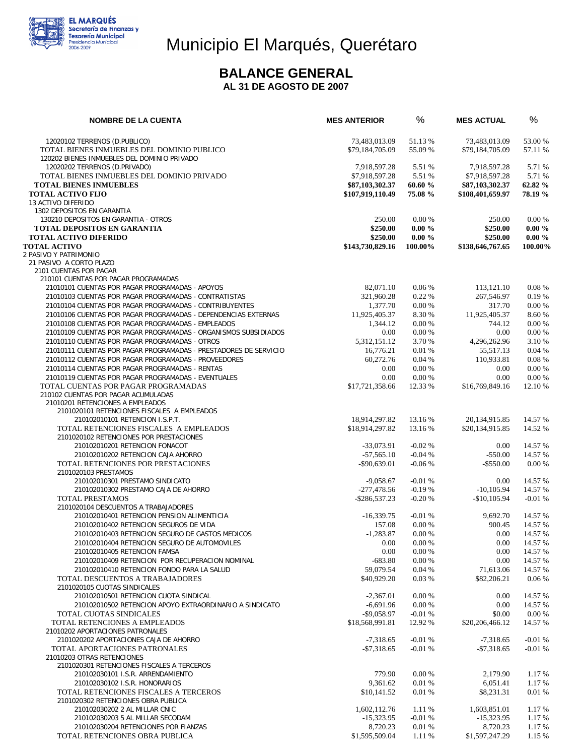# Municipio El Marqués, Querétaro

## BALANCE GENERAL

### AL 31 DE AGOSTO DE 2007

| NOMBRE DE LA CUENTA | MES ANTERIOR | % | MES ACTUAL | % |
|---|---|---|---|---|
| 12020102 TERRENOS (D.PUBLICO) | 73,483,013.09 | 51.13 % | 73,483,013.09 | 53.00 % |
| TOTAL BIENES INMUEBLES DEL DOMINIO PUBLICO | $79,184,705.09 | 55.09 % | $79,184,705.09 | 57.11 % |
| 120202 BIENES INMUEBLES DEL DOMINIO PRIVADO | | | | |
| 12020202 TERRENOS (D.PRIVADO) | 7,918,597.28 | 5.51 % | 7,918,597.28 | 5.71 % |
| TOTAL BIENES INMUEBLES DEL DOMINIO PRIVADO | $7,918,597.28 | 5.51 % | $7,918,597.28 | 5.71 % |
| **TOTAL BIENES INMUEBLES** | **$87,103,302.37** | **60.60 %** | **$87,103,302.37** | **62.82 %** |
| **TOTAL ACTIVO FIJO** | **$107,919,110.49** | **75.08 %** | **$108,401,659.97** | **78.19 %** |
| 13 ACTIVO DIFERIDO | | | | |
| 1302 DEPOSITOS EN GARANTIA | | | | |
| 130210 DEPOSITOS EN GARANTIA - OTROS | 250.00 | 0.00 % | 250.00 | 0.00 % |
| **TOTAL DEPOSITOS EN GARANTIA** | **$250.00** | **0.00 %** | **$250.00** | **0.00 %** |
| **TOTAL ACTIVO DIFERIDO** | **$250.00** | **0.00 %** | **$250.00** | **0.00 %** |
| **TOTAL ACTIVO** | **$143,730,829.16** | **100.00%** | **$138,646,767.65** | **100.00%** |
| 2 PASIVO Y PATRIMONIO | | | | |
| 21 PASIVO A CORTO PLAZO | | | | |
| 2101 CUENTAS POR PAGAR | | | | |
| 210101 CUENTAS POR PAGAR PROGRAMADAS | | | | |
| 21010101 CUENTAS POR PAGAR PROGRAMADAS - APOYOS | 82,071.10 | 0.06 % | 113,121.10 | 0.08 % |
| 21010103 CUENTAS POR PAGAR PROGRAMADAS - CONTRATISTAS | 321,960.28 | 0.22 % | 267,546.97 | 0.19 % |
| 21010104 CUENTAS POR PAGAR PROGRAMADAS - CONTRIBUYENTES | 1,377.70 | 0.00 % | 317.70 | 0.00 % |
| 21010106 CUENTAS POR PAGAR PROGRAMADAS - DEPENDENCIAS EXTERNAS | 11,925,405.37 | 8.30 % | 11,925,405.37 | 8.60 % |
| 21010108 CUENTAS POR PAGAR PROGRAMADAS - EMPLEADOS | 1,344.12 | 0.00 % | 744.12 | 0.00 % |
| 21010109 CUENTAS POR PAGAR PROGRAMADAS - ORGANISMOS SUBSIDIADOS | 0.00 | 0.00 % | 0.00 | 0.00 % |
| 21010110 CUENTAS POR PAGAR PROGRAMADAS - OTROS | 5,312,151.12 | 3.70 % | 4,296,262.96 | 3.10 % |
| 21010111 CUENTAS POR PAGAR PROGRAMADAS - PRESTADORES DE SERVICIO | 16,776.21 | 0.01 % | 55,517.13 | 0.04 % |
| 21010112 CUENTAS POR PAGAR PROGRAMADAS - PROVEEDORES | 60,272.76 | 0.04 % | 110,933.81 | 0.08 % |
| 21010114 CUENTAS POR PAGAR PROGRAMADAS - RENTAS | 0.00 | 0.00 % | 0.00 | 0.00 % |
| 21010119 CUENTAS POR PAGAR PROGRAMADAS - EVENTUALES | 0.00 | 0.00 % | 0.00 | 0.00 % |
| TOTAL CUENTAS POR PAGAR PROGRAMADAS | $17,721,358.66 | 12.33 % | $16,769,849.16 | 12.10 % |
| 210102 CUENTAS POR PAGAR ACUMULADAS | | | | |
| 21010201 RETENCIONES A EMPLEADOS | | | | |
| 2101020101 RETENCIONES FISCALES A EMPLEADOS | | | | |
| 210102010101 RETENCION I.S.P.T. | 18,914,297.82 | 13.16 % | 20,134,915.85 | 14.57 % |
| TOTAL RETENCIONES FISCALES A EMPLEADOS | $18,914,297.82 | 13.16 % | $20,134,915.85 | 14.52 % |
| 2101020102 RETENCIONES POR PRESTACIONES | | | | |
| 210102010201 RETENCION FONACOT | -33,073.91 | -0.02 % | 0.00 | 14.57 % |
| 210102010202 RETENCION CAJA AHORRO | -57,565.10 | -0.04 % | -550.00 | 14.57 % |
| TOTAL RETENCIONES POR PRESTACIONES | -$90,639.01 | -0.06 % | -$550.00 | 0.00 % |
| 2101020103 PRESTAMOS | | | | |
| 210102010301 PRESTAMO SINDICATO | -9,058.67 | -0.01 % | 0.00 | 14.57 % |
| 210102010302 PRESTAMO CAJA DE AHORRO | -277,478.56 | -0.19 % | -10,105.94 | 14.57 % |
| TOTAL PRESTAMOS | -$286,537.23 | -0.20 % | -$10,105.94 | -0.01 % |
| 2101020104 DESCUENTOS A TRABAJADORES | | | | |
| 210102010401 RETENCION PENSION ALIMENTICIA | -16,339.75 | -0.01 % | 9,692.70 | 14.57 % |
| 210102010402 RETENCION SEGUROS DE VIDA | 157.08 | 0.00 % | 900.45 | 14.57 % |
| 210102010403 RETENCION SEGURO DE GASTOS MEDICOS | -1,283.87 | 0.00 % | 0.00 | 14.57 % |
| 210102010404 RETENCION SEGURO DE AUTOMOVILES | 0.00 | 0.00 % | 0.00 | 14.57 % |
| 210102010405 RETENCION FAMSA | 0.00 | 0.00 % | 0.00 | 14.57 % |
| 210102010409 RETENCION POR RECUPERACION NOMINAL | -683.80 | 0.00 % | 0.00 | 14.57 % |
| 210102010410 RETENCION FONDO PARA LA SALUD | 59,079.54 | 0.04 % | 71,613.06 | 14.57 % |
| TOTAL DESCUENTOS A TRABAJADORES | $40,929.20 | 0.03 % | $82,206.21 | 0.06 % |
| 2101020105 CUOTAS SINDICALES | | | | |
| 210102010501 RETENCION CUOTA SINDICAL | -2,367.01 | 0.00 % | 0.00 | 14.57 % |
| 210102010502 RETENCION APOYO EXTRAORDINARIO A SINDICATO | -6,691.96 | 0.00 % | 0.00 | 14.57 % |
| TOTAL CUOTAS SINDICALES | -$9,058.97 | -0.01 % | $0.00 | 0.00 % |
| TOTAL RETENCIONES A EMPLEADOS | $18,568,991.81 | 12.92 % | $20,206,466.12 | 14.57 % |
| 21010202 APORTACIONES PATRONALES | | | | |
| 2101020202 APORTACIONES CAJA DE AHORRO | -7,318.65 | -0.01 % | -7,318.65 | -0.01 % |
| TOTAL APORTACIONES PATRONALES | -$7,318.65 | -0.01 % | -$7,318.65 | -0.01 % |
| 21010203 OTRAS RETENCIONES | | | | |
| 2101020301 RETENCIONES FISCALES A TERCEROS | | | | |
| 210102030101 I.S.R. ARRENDAMIENTO | 779.90 | 0.00 % | 2,179.90 | 1.17 % |
| 210102030102 I.S.R. HONORARIOS | 9,361.62 | 0.01 % | 6,051.41 | 1.17 % |
| TOTAL RETENCIONES FISCALES A TERCEROS | $10,141.52 | 0.01 % | $8,231.31 | 0.01 % |
| 2101020302 RETENCIONES OBRA PUBLICA | | | | |
| 210102030202 2 AL MILLAR CNIC | 1,602,112.76 | 1.11 % | 1,603,851.01 | 1.17 % |
| 210102030203 5 AL MILLAR SECODAM | -15,323.95 | -0.01 % | -15,323.95 | 1.17 % |
| 210102030204 RETENCIONES POR FIANZAS | 8,720.23 | 0.01 % | 8,720.23 | 1.17 % |
| TOTAL RETENCIONES OBRA PUBLICA | $1,595,509.04 | 1.11 % | $1,597,247.29 | 1.15 % |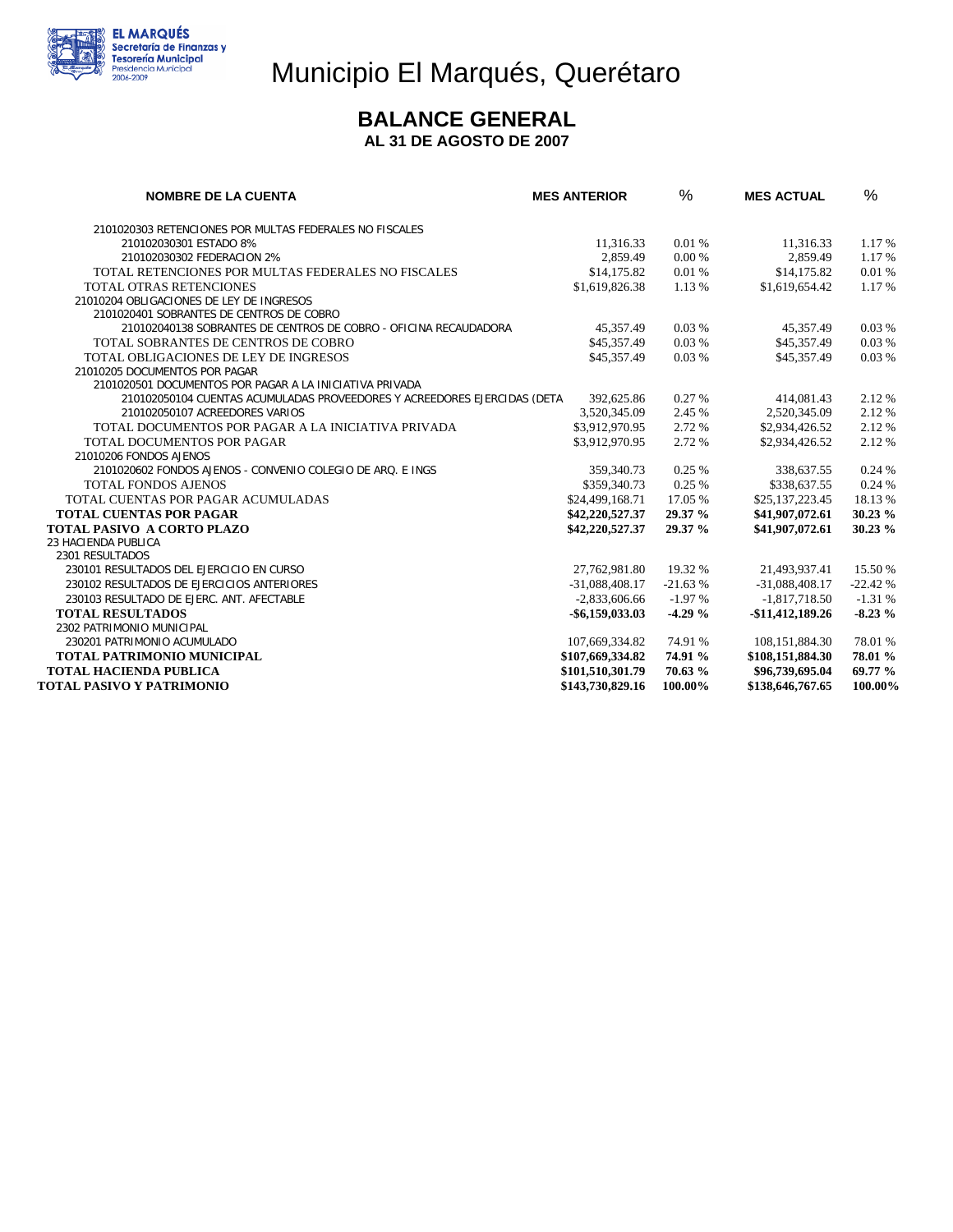# Municipio El Marqués, Querétaro

EL MARQUÉS
Secretaría de Finanzas y Tesorería Municipal
Presidencia Municipal 2006-2009

## BALANCE GENERAL

### AL 31 DE AGOSTO DE 2007

| NOMBRE DE LA CUENTA | MES ANTERIOR | % | MES ACTUAL | % |
|---|---|---|---|---|
| 2101020303 RETENCIONES POR MULTAS FEDERALES NO FISCALES | | | | |
| 210102030301 ESTADO 8% | 11,316.33 | 0.01 % | 11,316.33 | 1.17 % |
| 210102030302 FEDERACION 2% | 2,859.49 | 0.00 % | 2,859.49 | 1.17 % |
| TOTAL RETENCIONES POR MULTAS FEDERALES NO FISCALES | $14,175.82 | 0.01 % | $14,175.82 | 0.01 % |
| TOTAL OTRAS RETENCIONES | $1,619,826.38 | 1.13 % | $1,619,654.42 | 1.17 % |
| 21010204 OBLIGACIONES DE LEY DE INGRESOS | | | | |
| 2101020401 SOBRANTES DE CENTROS DE COBRO | | | | |
| 210102040138 SOBRANTES DE CENTROS DE COBRO - OFICINA RECAUDADORA | 45,357.49 | 0.03 % | 45,357.49 | 0.03 % |
| TOTAL SOBRANTES DE CENTROS DE COBRO | $45,357.49 | 0.03 % | $45,357.49 | 0.03 % |
| TOTAL OBLIGACIONES DE LEY DE INGRESOS | $45,357.49 | 0.03 % | $45,357.49 | 0.03 % |
| 21010205 DOCUMENTOS POR PAGAR | | | | |
| 2101020501 DOCUMENTOS POR PAGAR A LA INICIATIVA PRIVADA | | | | |
| 210102050104 CUENTAS ACUMULADAS PROVEEDORES Y ACREEDORES EJERCIDAS (DETA | 392,625.86 | 0.27 % | 414,081.43 | 2.12 % |
| 210102050107 ACREEDORES VARIOS | 3,520,345.09 | 2.45 % | 2,520,345.09 | 2.12 % |
| TOTAL DOCUMENTOS POR PAGAR A LA INICIATIVA PRIVADA | $3,912,970.95 | 2.72 % | $2,934,426.52 | 2.12 % |
| TOTAL DOCUMENTOS POR PAGAR | $3,912,970.95 | 2.72 % | $2,934,426.52 | 2.12 % |
| 21010206 FONDOS AJENOS | | | | |
| 2101020602 FONDOS AJENOS - CONVENIO COLEGIO DE ARQ. E INGS | 359,340.73 | 0.25 % | 338,637.55 | 0.24 % |
| TOTAL FONDOS AJENOS | $359,340.73 | 0.25 % | $338,637.55 | 0.24 % |
| TOTAL CUENTAS POR PAGAR ACUMULADAS | $24,499,168.71 | 17.05 % | $25,137,223.45 | 18.13 % |
| **TOTAL CUENTAS POR PAGAR** | **$42,220,527.37** | **29.37 %** | **$41,907,072.61** | **30.23 %** |
| **TOTAL PASIVO A CORTO PLAZO** | **$42,220,527.37** | **29.37 %** | **$41,907,072.61** | **30.23 %** |
| 23 HACIENDA PUBLICA | | | | |
| 2301 RESULTADOS | | | | |
| 230101 RESULTADOS DEL EJERCICIO EN CURSO | 27,762,981.80 | 19.32 % | 21,493,937.41 | 15.50 % |
| 230102 RESULTADOS DE EJERCICIOS ANTERIORES | -31,088,408.17 | -21.63 % | -31,088,408.17 | -22.42 % |
| 230103 RESULTADO DE EJERC. ANT. AFECTABLE | -2,833,606.66 | -1.97 % | -1,817,718.50 | -1.31 % |
| **TOTAL RESULTADOS** | **-$6,159,033.03** | **-4.29 %** | **-$11,412,189.26** | **-8.23 %** |
| 2302 PATRIMONIO MUNICIPAL | | | | |
| 230201 PATRIMONIO ACUMULADO | 107,669,334.82 | 74.91 % | 108,151,884.30 | 78.01 % |
| **TOTAL PATRIMONIO MUNICIPAL** | **$107,669,334.82** | **74.91 %** | **$108,151,884.30** | **78.01 %** |
| **TOTAL HACIENDA PUBLICA** | **$101,510,301.79** | **70.63 %** | **$96,739,695.04** | **69.77 %** |
| **TOTAL PASIVO Y PATRIMONIO** | **$143,730,829.16** | **100.00%** | **$138,646,767.65** | **100.00%** |